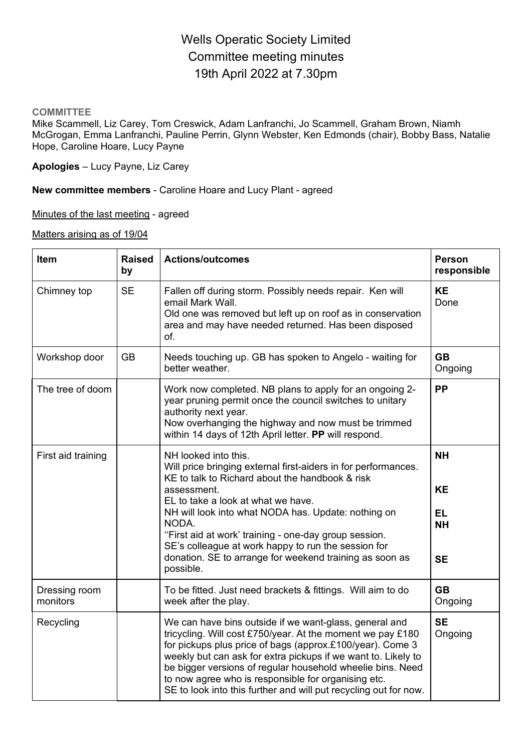# Wells Operatic Society Limited
## Committee meeting minutes
## 19th April 2022 at 7.30pm

**COMMITTEE**

Mike Scammell, Liz Carey, Tom Creswick, Adam Lanfranchi, Jo Scammell, Graham Brown, Niamh McGrogan, Emma Lanfranchi, Pauline Perrin, Glynn Webster, Ken Edmonds (chair), Bobby Bass, Natalie Hope, Caroline Hoare, Lucy Payne

**Apologies** – Lucy Payne, Liz Carey

**New committee members** - Caroline Hoare and Lucy Plant - agreed

Minutes of the last meeting - agreed

Matters arising as of 19/04

| Item | Raised by | Actions/outcomes | Person responsible |
|---|---|---|---|
| Chimney top | SE | Fallen off during storm. Possibly needs repair. Ken will email Mark Wall.<br>Old one was removed but left up on roof as in conservation area and may have needed returned. Has been disposed of. | **KE**<br>Done |
| Workshop door | GB | Needs touching up. GB has spoken to Angelo - waiting for better weather. | **GB**<br>Ongoing |
| The tree of doom | | Work now completed. NB plans to apply for an ongoing 2-year pruning permit once the council switches to unitary authority next year.<br>Now overhanging the highway and now must be trimmed within 14 days of 12th April letter. **PP** will respond. | **PP** |
| First aid training | | NH looked into this.<br>Will price bringing external first-aiders in for performances.<br>KE to talk to Richard about the handbook & risk assessment.<br>EL to take a look at what we have.<br>NH will look into what NODA has. Update: nothing on NODA.<br>''First aid at work' training - one-day group session.<br>SE's colleague at work happy to run the session for donation. SE to arrange for weekend training as soon as possible. | **NH**<br><br>**KE**<br><br>**EL**<br>**NH**<br><br>**SE** |
| Dressing room monitors | | To be fitted. Just need brackets & fittings. Will aim to do week after the play. | **GB**<br>Ongoing |
| Recycling | | We can have bins outside if we want-glass, general and tricycling. Will cost £750/year. At the moment we pay £180 for pickups plus price of bags (approx.£100/year). Come 3 weekly but can ask for extra pickups if we want to. Likely to be bigger versions of regular household wheelie bins. Need to now agree who is responsible for organising etc.<br>SE to look into this further and will put recycling out for now. | **SE**<br>Ongoing |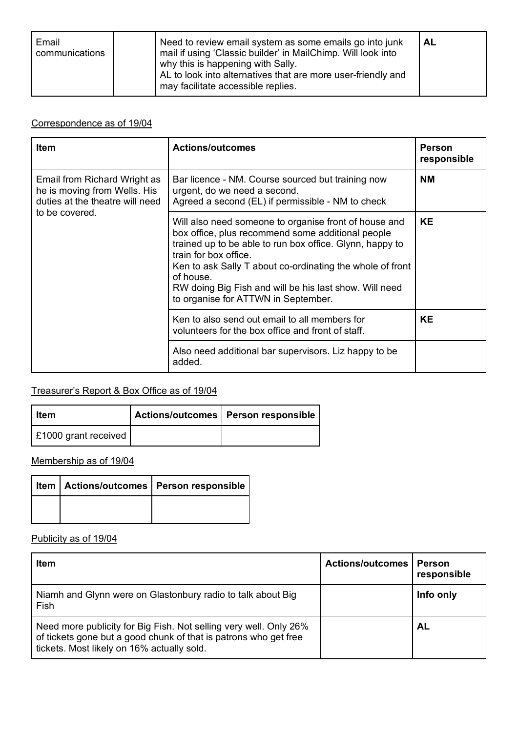| | | | |
|---|---|---|---|
| Email communications | | Need to review email system as some emails go into junk mail if using 'Classic builder' in MailChimp. Will look into why this is happening with Sally.<br>AL to look into alternatives that are more user-friendly and may facilitate accessible replies. | **AL** |

Correspondence as of 19/04

| Item | Actions/outcomes | Person responsible |
|---|---|---|
| Email from Richard Wright as he is moving from Wells. His duties at the theatre will need to be covered. | Bar licence - NM. Course sourced but training now urgent, do we need a second.<br>Agreed a second (EL) if permissible - NM to check | **NM** |
| | Will also need someone to organise front of house and box office, plus recommend some additional people trained up to be able to run box office. Glynn, happy to train for box office.<br>Ken to ask Sally T about co-ordinating the whole of front of house.<br>RW doing Big Fish and will be his last show. Will need to organise for ATTWN in September. | **KE** |
| | Ken to also send out email to all members for volunteers for the box office and front of staff. | **KE** |
| | Also need additional bar supervisors. Liz happy to be added. | |

Treasurer's Report & Box Office as of 19/04

| Item | Actions/outcomes | Person responsible |
|---|---|---|
| £1000 grant received | | |

Membership as of 19/04

| Item | Actions/outcomes | Person responsible |
|---|---|---|
| | | |

Publicity as of 19/04

| Item | Actions/outcomes | Person responsible |
|---|---|---|
| Niamh and Glynn were on Glastonbury radio to talk about Big Fish | | **Info only** |
| Need more publicity for Big Fish. Not selling very well. Only 26% of tickets gone but a good chunk of that is patrons who get free tickets. Most likely on 16% actually sold. | | **AL** |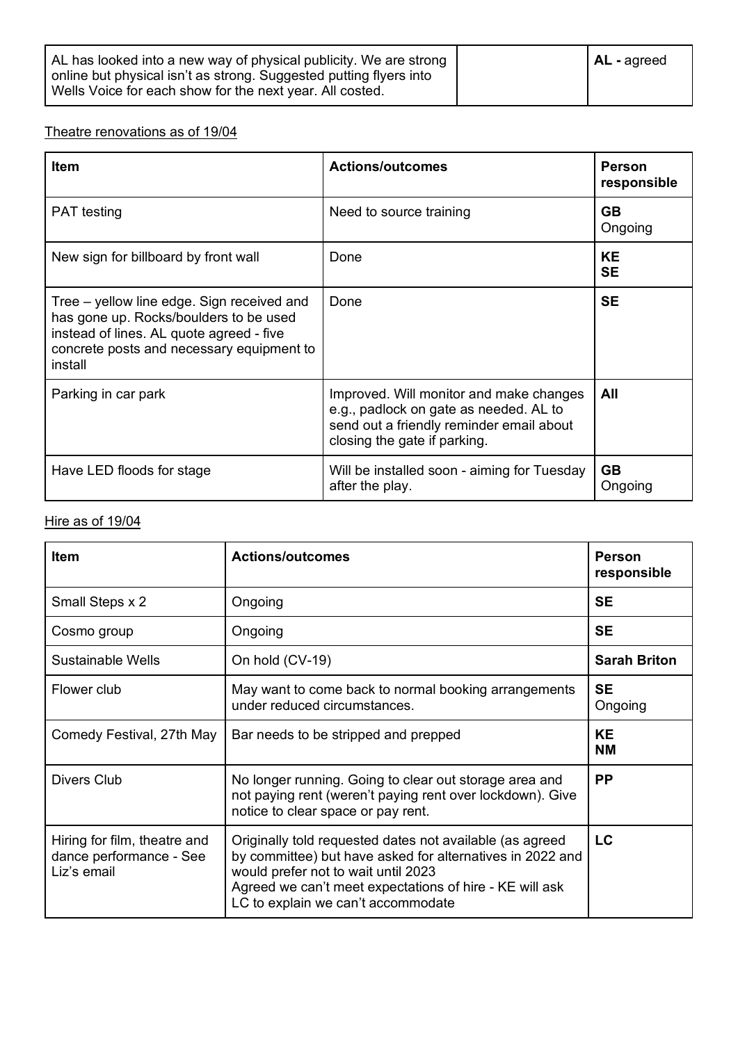| | | |
|---|---|---|
| AL has looked into a new way of physical publicity. We are strong online but physical isn't as strong. Suggested putting flyers into Wells Voice for each show for the next year. All costed. | | **AL -** agreed |

Theatre renovations as of 19/04

| Item | Actions/outcomes | Person responsible |
|---|---|---|
| PAT testing | Need to source training | **GB** Ongoing |
| New sign for billboard by front wall | Done | **KE** **SE** |
| Tree – yellow line edge. Sign received and has gone up. Rocks/boulders to be used instead of lines. AL quote agreed - five concrete posts and necessary equipment to install | Done | **SE** |
| Parking in car park | Improved. Will monitor and make changes e.g., padlock on gate as needed. AL to send out a friendly reminder email about closing the gate if parking. | **All** |
| Have LED floods for stage | Will be installed soon - aiming for Tuesday after the play. | **GB** Ongoing |

Hire as of 19/04

| Item | Actions/outcomes | Person responsible |
|---|---|---|
| Small Steps x 2 | Ongoing | **SE** |
| Cosmo group | Ongoing | **SE** |
| Sustainable Wells | On hold (CV-19) | **Sarah Briton** |
| Flower club | May want to come back to normal booking arrangements under reduced circumstances. | **SE** Ongoing |
| Comedy Festival, 27th May | Bar needs to be stripped and prepped | **KE** **NM** |
| Divers Club | No longer running. Going to clear out storage area and not paying rent (weren't paying rent over lockdown). Give notice to clear space or pay rent. | **PP** |
| Hiring for film, theatre and dance performance - See Liz's email | Originally told requested dates not available (as agreed by committee) but have asked for alternatives in 2022 and would prefer not to wait until 2023 Agreed we can't meet expectations of hire - KE will ask LC to explain we can't accommodate | **LC** |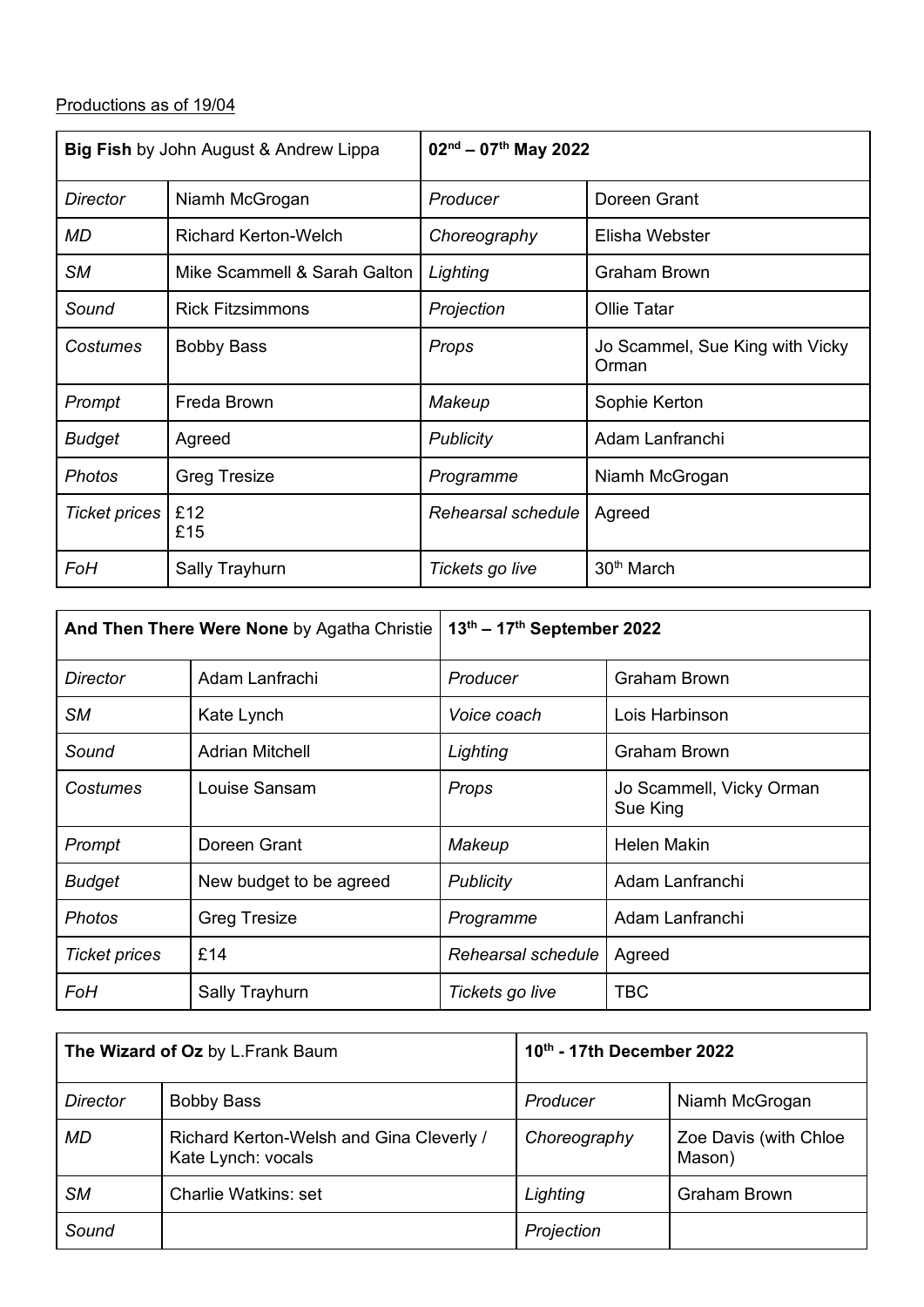Productions as of 19/04

| **Big Fish** by John August & Andrew Lippa | | 02[nd] – 07[th] May 2022 | |
|---|---|---|---|
| *Director* | Niamh McGrogan | *Producer* | Doreen Grant |
| *MD* | Richard Kerton-Welch | *Choreography* | Elisha Webster |
| *SM* | Mike Scammell & Sarah Galton | *Lighting* | Graham Brown |
| *Sound* | Rick Fitzsimmons | *Projection* | Ollie Tatar |
| *Costumes* | Bobby Bass | *Props* | Jo Scammel, Sue King with Vicky Orman |
| *Prompt* | Freda Brown | *Makeup* | Sophie Kerton |
| *Budget* | Agreed | *Publicity* | Adam Lanfranchi |
| *Photos* | Greg Tresize | *Programme* | Niamh McGrogan |
| *Ticket prices* | £12<br>£15 | *Rehearsal schedule* | Agreed |
| *FoH* | Sally Trayhurn | *Tickets go live* | 30[th] March |

| **And Then There Were None** by Agatha Christie | | 13[th] – 17[th] September 2022 | |
|---|---|---|---|
| *Director* | Adam Lanfrachi | *Producer* | Graham Brown |
| *SM* | Kate Lynch | *Voice coach* | Lois Harbinson |
| *Sound* | Adrian Mitchell | *Lighting* | Graham Brown |
| *Costumes* | Louise Sansam | *Props* | Jo Scammell, Vicky Orman<br>Sue King |
| *Prompt* | Doreen Grant | *Makeup* | Helen Makin |
| *Budget* | New budget to be agreed | *Publicity* | Adam Lanfranchi |
| *Photos* | Greg Tresize | *Programme* | Adam Lanfranchi |
| *Ticket prices* | £14 | *Rehearsal schedule* | Agreed |
| *FoH* | Sally Trayhurn | *Tickets go live* | TBC |

| **The Wizard of Oz** by L.Frank Baum | | 10[th] - 17th December 2022 | |
|---|---|---|---|
| *Director* | Bobby Bass | *Producer* | Niamh McGrogan |
| *MD* | Richard Kerton-Welsh and Gina Cleverly / Kate Lynch: vocals | *Choreography* | Zoe Davis (with Chloe Mason) |
| *SM* | Charlie Watkins: set | *Lighting* | Graham Brown |
| *Sound* | | *Projection* | |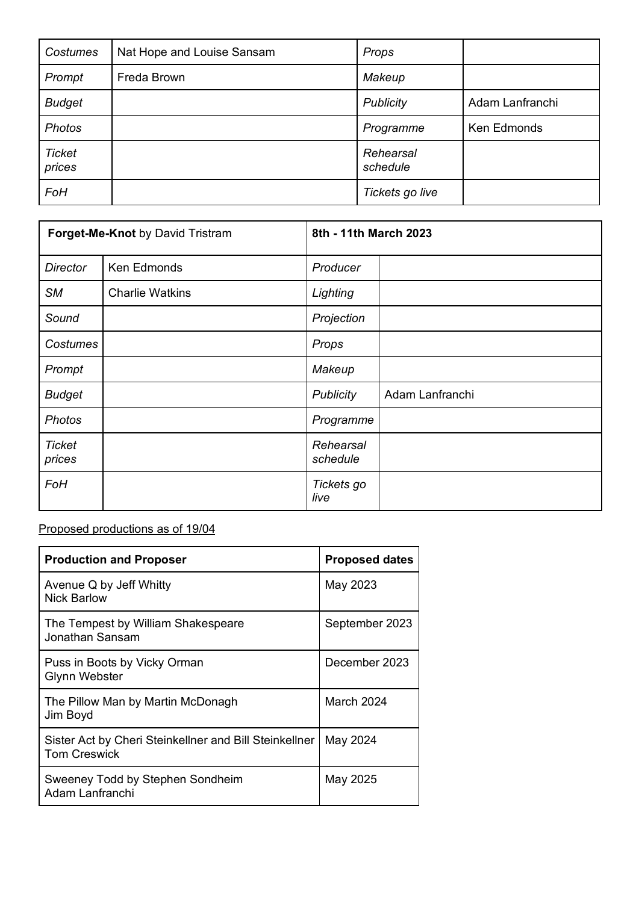| | | | |
|---|---|---|---|
| *Costumes* | Nat Hope and Louise Sansam | *Props* | |
| *Prompt* | Freda Brown | *Makeup* | |
| *Budget* | | *Publicity* | Adam Lanfranchi |
| *Photos* | | *Programme* | Ken Edmonds |
| *Ticket prices* | | *Rehearsal schedule* | |
| *FoH* | | *Tickets go live* | |

| **Forget-Me-Knot** by David Tristram | | **8th - 11th March 2023** | |
|---|---|---|---|
| *Director* | Ken Edmonds | *Producer* | |
| *SM* | Charlie Watkins | *Lighting* | |
| *Sound* | | *Projection* | |
| *Costumes* | | *Props* | |
| *Prompt* | | *Makeup* | |
| *Budget* | | *Publicity* | Adam Lanfranchi |
| *Photos* | | *Programme* | |
| *Ticket prices* | | *Rehearsal schedule* | |
| *FoH* | | *Tickets go live* | |

<u>Proposed productions as of 19/04</u>

| **Production and Proposer** | **Proposed dates** |
|---|---|
| Avenue Q by Jeff Whitty<br>Nick Barlow | May 2023 |
| The Tempest by William Shakespeare<br>Jonathan Sansam | September 2023 |
| Puss in Boots by Vicky Orman<br>Glynn Webster | December 2023 |
| The Pillow Man by Martin McDonagh<br>Jim Boyd | March 2024 |
| Sister Act by Cheri Steinkellner and Bill Steinkellner<br>Tom Creswick | May 2024 |
| Sweeney Todd by Stephen Sondheim<br>Adam Lanfranchi | May 2025 |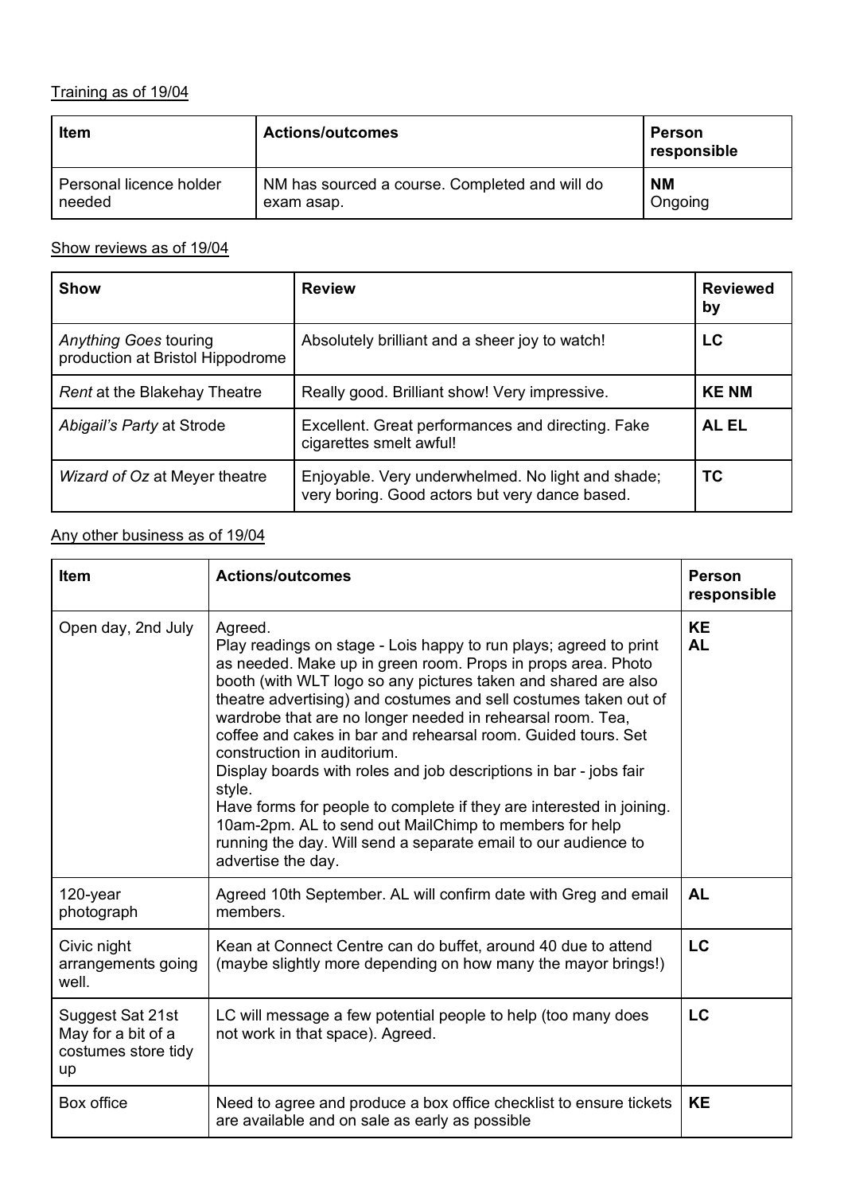Training as of 19/04

| Item | Actions/outcomes | Person responsible |
|---|---|---|
| Personal licence holder needed | NM has sourced a course. Completed and will do exam asap. | **NM** Ongoing |

Show reviews as of 19/04

| Show | Review | Reviewed by |
|---|---|---|
| *Anything Goes* touring production at Bristol Hippodrome | Absolutely brilliant and a sheer joy to watch! | **LC** |
| *Rent* at the Blakehay Theatre | Really good. Brilliant show! Very impressive. | **KE NM** |
| *Abigail's Party* at Strode | Excellent. Great performances and directing. Fake cigarettes smelt awful! | **AL EL** |
| *Wizard of Oz* at Meyer theatre | Enjoyable. Very underwhelmed. No light and shade; very boring. Good actors but very dance based. | **TC** |

Any other business as of 19/04

| Item | Actions/outcomes | Person responsible |
|---|---|---|
| Open day, 2nd July | Agreed.<br>Play readings on stage - Lois happy to run plays; agreed to print as needed. Make up in green room. Props in props area. Photo booth (with WLT logo so any pictures taken and shared are also theatre advertising) and costumes and sell costumes taken out of wardrobe that are no longer needed in rehearsal room. Tea, coffee and cakes in bar and rehearsal room. Guided tours. Set construction in auditorium.<br>Display boards with roles and job descriptions in bar - jobs fair style.<br>Have forms for people to complete if they are interested in joining. 10am-2pm. AL to send out MailChimp to members for help running the day. Will send a separate email to our audience to advertise the day. | **KE**<br>**AL** |
| 120-year photograph | Agreed 10th September. AL will confirm date with Greg and email members. | **AL** |
| Civic night arrangements going well. | Kean at Connect Centre can do buffet, around 40 due to attend (maybe slightly more depending on how many the mayor brings!) | **LC** |
| Suggest Sat 21st May for a bit of a costumes store tidy up | LC will message a few potential people to help (too many does not work in that space). Agreed. | **LC** |
| Box office | Need to agree and produce a box office checklist to ensure tickets are available and on sale as early as possible | **KE** |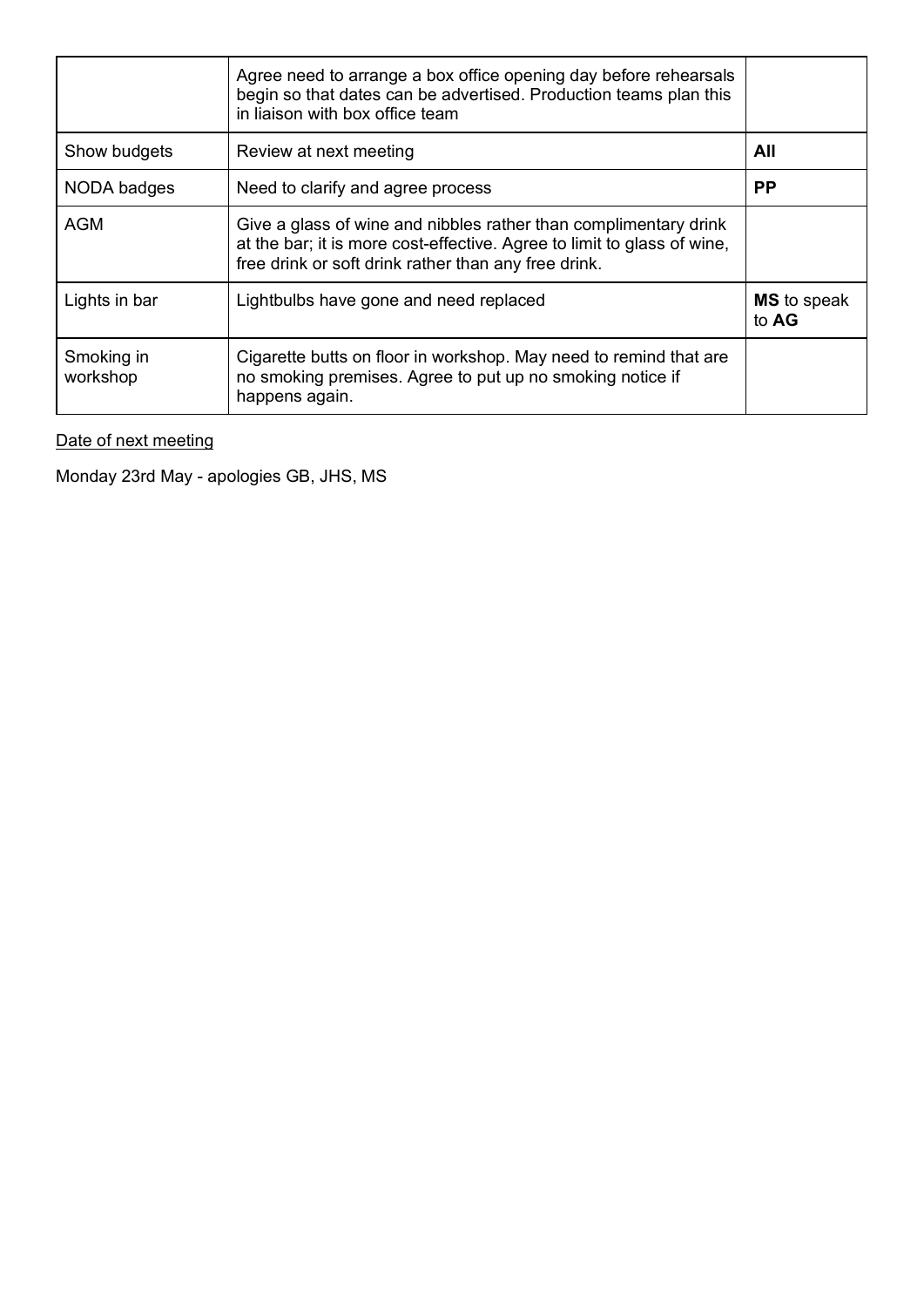| | | |
|---|---|---|
| | Agree need to arrange a box office opening day before rehearsals begin so that dates can be advertised. Production teams plan this in liaison with box office team | |
| Show budgets | Review at next meeting | **All** |
| NODA badges | Need to clarify and agree process | **PP** |
| AGM | Give a glass of wine and nibbles rather than complimentary drink at the bar; it is more cost-effective. Agree to limit to glass of wine, free drink or soft drink rather than any free drink. | |
| Lights in bar | Lightbulbs have gone and need replaced | **MS** to speak to **AG** |
| Smoking in workshop | Cigarette butts on floor in workshop. May need to remind that are no smoking premises. Agree to put up no smoking notice if happens again. | |

<u>Date of next meeting</u>

Monday 23rd May - apologies GB, JHS, MS